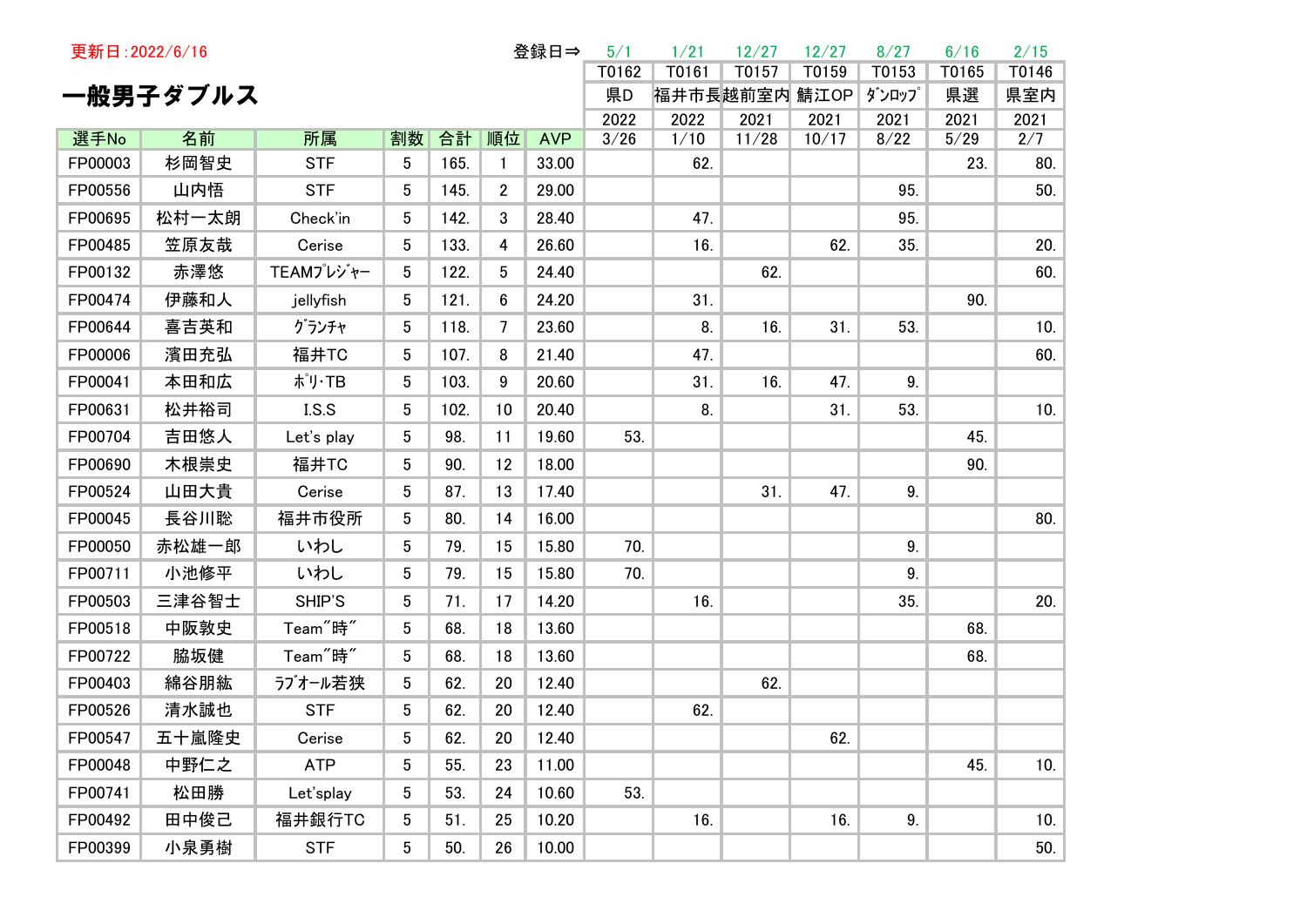更新日：2022/6/16

# 一般男子ダブルス

| | | | | | | 登録日⇒ | 5/1 | 1/21 | 12/27 | 12/27 | 8/27 | 6/16 | 2/15 |
|---|---|---|---|---|---|---|---|---|---|---|---|---|---|
| | | | | | | | T0162 | T0161 | T0157 | T0159 | T0153 | T0165 | T0146 |
| | | | | | | | 県D | 福井市長 | 越前室内 | 鯖江OP | ﾀﾞﾝﾛｯﾌﾟ | 県選 | 県室内 |
| | | | | | | | 2022 | 2022 | 2021 | 2021 | 2021 | 2021 | 2021 |
| 選手No | 名前 | 所属 | 割数 | 合計 | 順位 | AVP | 3/26 | 1/10 | 11/28 | 10/17 | 8/22 | 5/29 | 2/7 |
| FP00003 | 杉岡智史 | STF | 5 | 165. | 1 | 33.00 | | 62. | | | | 23. | 80. |
| FP00556 | 山内悟 | STF | 5 | 145. | 2 | 29.00 | | | | | 95. | | 50. |
| FP00695 | 松村一太朗 | Check'in | 5 | 142. | 3 | 28.40 | | 47. | | | 95. | | |
| FP00485 | 笠原友哉 | Cerise | 5 | 133. | 4 | 26.60 | | 16. | | 62. | 35. | | 20. |
| FP00132 | 赤澤悠 | TEAMﾌﾟﾚｼﾞｬｰ | 5 | 122. | 5 | 24.40 | | | 62. | | | | 60. |
| FP00474 | 伊藤和人 | jellyfish | 5 | 121. | 6 | 24.20 | | 31. | | | | 90. | |
| FP00644 | 喜吉英和 | ｸﾞﾗﾝﾁｬ | 5 | 118. | 7 | 23.60 | | 8. | 16. | 31. | 53. | | 10. |
| FP00006 | 濱田充弘 | 福井TC | 5 | 107. | 8 | 21.40 | | 47. | | | | | 60. |
| FP00041 | 本田和広 | ﾎﾟﾘ･TB | 5 | 103. | 9 | 20.60 | | 31. | 16. | 47. | 9. | | |
| FP00631 | 松井裕司 | I.S.S | 5 | 102. | 10 | 20.40 | | 8. | | 31. | 53. | | 10. |
| FP00704 | 吉田悠人 | Let's play | 5 | 98. | 11 | 19.60 | 53. | | | | | 45. | |
| FP00690 | 木根崇史 | 福井TC | 5 | 90. | 12 | 18.00 | | | | | | 90. | |
| FP00524 | 山田大貴 | Cerise | 5 | 87. | 13 | 17.40 | | | 31. | 47. | 9. | | |
| FP00045 | 長谷川聡 | 福井市役所 | 5 | 80. | 14 | 16.00 | | | | | | | 80. |
| FP00050 | 赤松雄一郎 | いわし | 5 | 79. | 15 | 15.80 | 70. | | | | 9. | | |
| FP00711 | 小池修平 | いわし | 5 | 79. | 15 | 15.80 | 70. | | | | 9. | | |
| FP00503 | 三津谷智士 | SHIP'S | 5 | 71. | 17 | 14.20 | | 16. | | | 35. | | 20. |
| FP00518 | 中阪敦史 | Team"時" | 5 | 68. | 18 | 13.60 | | | | | | 68. | |
| FP00722 | 脇坂健 | Team"時" | 5 | 68. | 18 | 13.60 | | | | | | 68. | |
| FP00403 | 綿谷朋紘 | ﾗﾌﾞｵｰﾙ若狭 | 5 | 62. | 20 | 12.40 | | | 62. | | | | |
| FP00526 | 清水誠也 | STF | 5 | 62. | 20 | 12.40 | | 62. | | | | | |
| FP00547 | 五十嵐隆史 | Cerise | 5 | 62. | 20 | 12.40 | | | | 62. | | | |
| FP00048 | 中野仁之 | ATP | 5 | 55. | 23 | 11.00 | | | | | | 45. | 10. |
| FP00741 | 松田勝 | Let'splay | 5 | 53. | 24 | 10.60 | 53. | | | | | | |
| FP00492 | 田中俊己 | 福井銀行TC | 5 | 51. | 25 | 10.20 | | 16. | | 16. | 9. | | 10. |
| FP00399 | 小泉勇樹 | STF | 5 | 50. | 26 | 10.00 | | | | | | | 50. |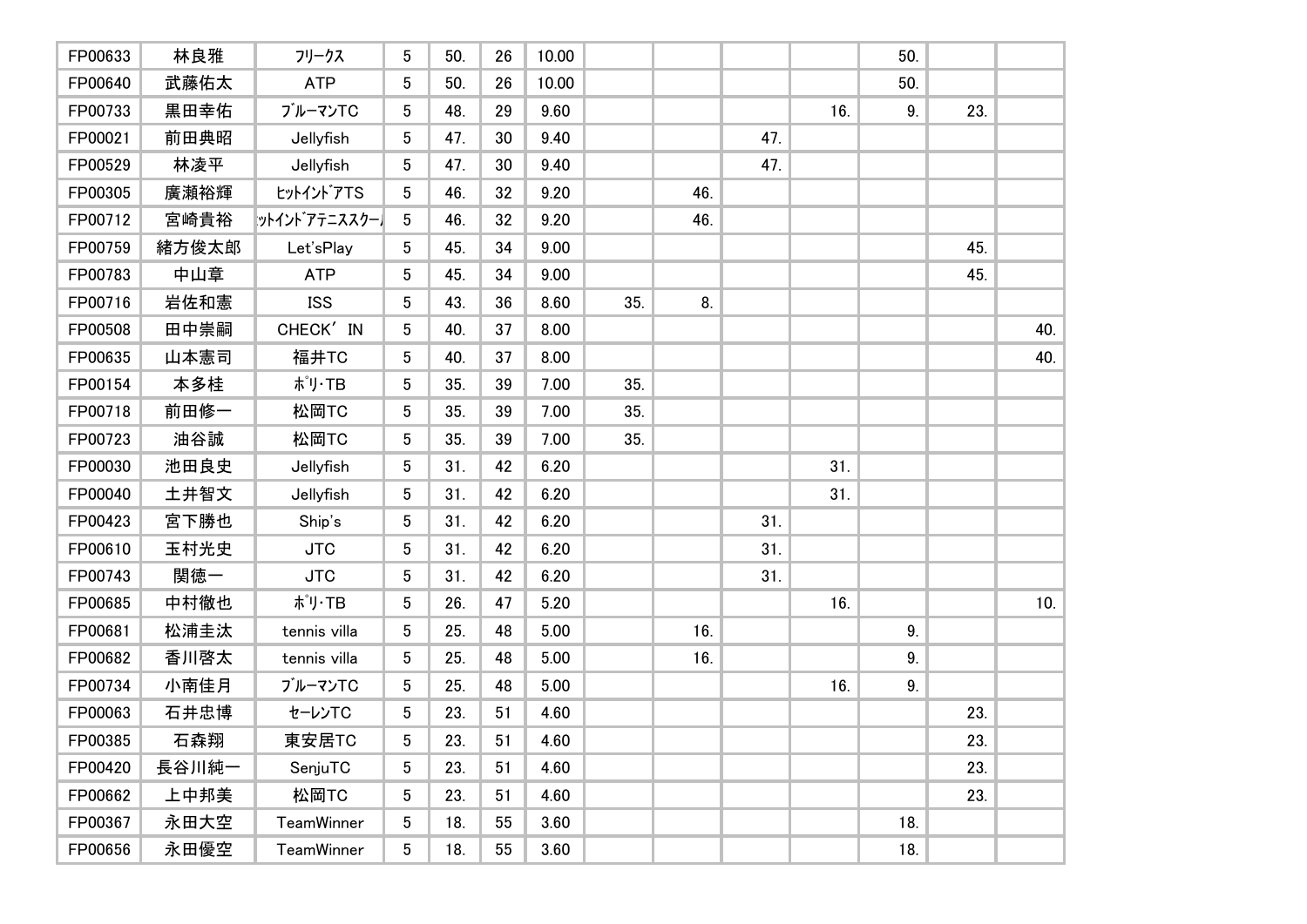| | | | | | | | | | | | | | |
|---|---|---|---|---|---|---|---|---|---|---|---|---|---|
| FP00633 | 林良雅 | ﾌﾘｰｸｽ | 5 | 50. | 26 | 10.00 | | | | | 50. | | |
| FP00640 | 武藤佑太 | ATP | 5 | 50. | 26 | 10.00 | | | | | 50. | | |
| FP00733 | 黒田幸佑 | ﾌﾞﾙｰﾏﾝTC | 5 | 48. | 29 | 9.60 | | | | 16. | 9. | 23. | |
| FP00021 | 前田典昭 | Jellyfish | 5 | 47. | 30 | 9.40 | | | 47. | | | | |
| FP00529 | 林凌平 | Jellyfish | 5 | 47. | 30 | 9.40 | | | 47. | | | | |
| FP00305 | 廣瀬裕輝 | ﾋｯﾄｲﾝﾄﾞｱTS | 5 | 46. | 32 | 9.20 | | 46. | | | | | |
| FP00712 | 宮崎貴裕 | ｯﾄｲﾝﾄﾞｱﾃﾆｽｽｸｰ | 5 | 46. | 32 | 9.20 | | 46. | | | | | |
| FP00759 | 緒方俊太郎 | Let'sPlay | 5 | 45. | 34 | 9.00 | | | | | | 45. | |
| FP00783 | 中山章 | ATP | 5 | 45. | 34 | 9.00 | | | | | | 45. | |
| FP00716 | 岩佐和憲 | ISS | 5 | 43. | 36 | 8.60 | 35. | 8. | | | | | |
| FP00508 | 田中崇嗣 | CHECK' IN | 5 | 40. | 37 | 8.00 | | | | | | | 40. |
| FP00635 | 山本憲司 | 福井TC | 5 | 40. | 37 | 8.00 | | | | | | | 40. |
| FP00154 | 本多桂 | ﾎﾟﾘ･TB | 5 | 35. | 39 | 7.00 | 35. | | | | | | |
| FP00718 | 前田修一 | 松岡TC | 5 | 35. | 39 | 7.00 | 35. | | | | | | |
| FP00723 | 油谷誠 | 松岡TC | 5 | 35. | 39 | 7.00 | 35. | | | | | | |
| FP00030 | 池田良史 | Jellyfish | 5 | 31. | 42 | 6.20 | | | | 31. | | | |
| FP00040 | 土井智文 | Jellyfish | 5 | 31. | 42 | 6.20 | | | | 31. | | | |
| FP00423 | 宮下勝也 | Ship's | 5 | 31. | 42 | 6.20 | | | 31. | | | | |
| FP00610 | 玉村光史 | JTC | 5 | 31. | 42 | 6.20 | | | 31. | | | | |
| FP00743 | 関徳一 | JTC | 5 | 31. | 42 | 6.20 | | | 31. | | | | |
| FP00685 | 中村徹也 | ﾎﾟﾘ･TB | 5 | 26. | 47 | 5.20 | | | | 16. | | | 10. |
| FP00681 | 松浦圭汰 | tennis villa | 5 | 25. | 48 | 5.00 | | 16. | | | 9. | | |
| FP00682 | 香川啓太 | tennis villa | 5 | 25. | 48 | 5.00 | | 16. | | | 9. | | |
| FP00734 | 小南佳月 | ﾌﾞﾙｰﾏﾝTC | 5 | 25. | 48 | 5.00 | | | | 16. | 9. | | |
| FP00063 | 石井忠博 | ｾｰﾚﾝTC | 5 | 23. | 51 | 4.60 | | | | | | 23. | |
| FP00385 | 石森翔 | 東安居TC | 5 | 23. | 51 | 4.60 | | | | | | 23. | |
| FP00420 | 長谷川純一 | SenjuTC | 5 | 23. | 51 | 4.60 | | | | | | 23. | |
| FP00662 | 上中邦美 | 松岡TC | 5 | 23. | 51 | 4.60 | | | | | | 23. | |
| FP00367 | 永田大空 | TeamWinner | 5 | 18. | 55 | 3.60 | | | | | 18. | | |
| FP00656 | 永田優空 | TeamWinner | 5 | 18. | 55 | 3.60 | | | | | 18. | | |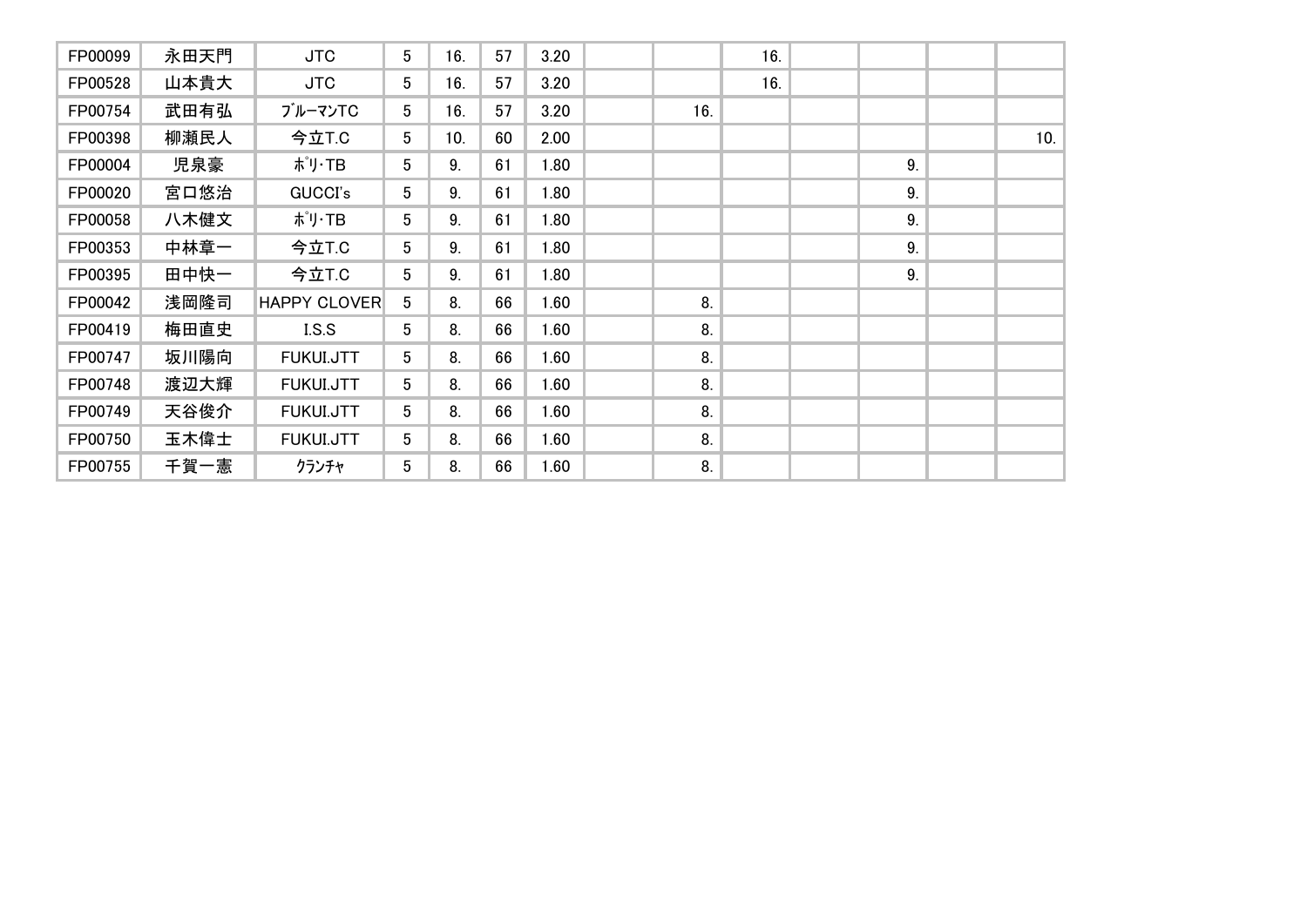| | | | | | | | | | | | | | |
|---|---|---|---|---|---|---|---|---|---|---|---|---|---|
| FP00099 | 永田天門 | JTC | 5 | 16. | 57 | 3.20 | | | 16. | | | | |
| FP00528 | 山本貴大 | JTC | 5 | 16. | 57 | 3.20 | | | 16. | | | | |
| FP00754 | 武田有弘 | ﾌﾞﾙｰﾏﾝTC | 5 | 16. | 57 | 3.20 | | 16. | | | | | |
| FP00398 | 柳瀬民人 | 今立T.C | 5 | 10. | 60 | 2.00 | | | | | | | 10. |
| FP00004 | 児泉豪 | ﾎﾟﾘ･TB | 5 | 9. | 61 | 1.80 | | | | | 9. | | |
| FP00020 | 宮口悠治 | GUCCI's | 5 | 9. | 61 | 1.80 | | | | | 9. | | |
| FP00058 | 八木健文 | ﾎﾟﾘ･TB | 5 | 9. | 61 | 1.80 | | | | | 9. | | |
| FP00353 | 中林章一 | 今立T.C | 5 | 9. | 61 | 1.80 | | | | | 9. | | |
| FP00395 | 田中快一 | 今立T.C | 5 | 9. | 61 | 1.80 | | | | | 9. | | |
| FP00042 | 浅岡隆司 | HAPPY CLOVER | 5 | 8. | 66 | 1.60 | | 8. | | | | | |
| FP00419 | 梅田直史 | I.S.S | 5 | 8. | 66 | 1.60 | | 8. | | | | | |
| FP00747 | 坂川陽向 | FUKUI.JTT | 5 | 8. | 66 | 1.60 | | 8. | | | | | |
| FP00748 | 渡辺大輝 | FUKUI.JTT | 5 | 8. | 66 | 1.60 | | 8. | | | | | |
| FP00749 | 天谷俊介 | FUKUI.JTT | 5 | 8. | 66 | 1.60 | | 8. | | | | | |
| FP00750 | 玉木偉士 | FUKUI.JTT | 5 | 8. | 66 | 1.60 | | 8. | | | | | |
| FP00755 | 千賀一憲 | ｸﾗﾝﾁｬ | 5 | 8. | 66 | 1.60 | | 8. | | | | | |